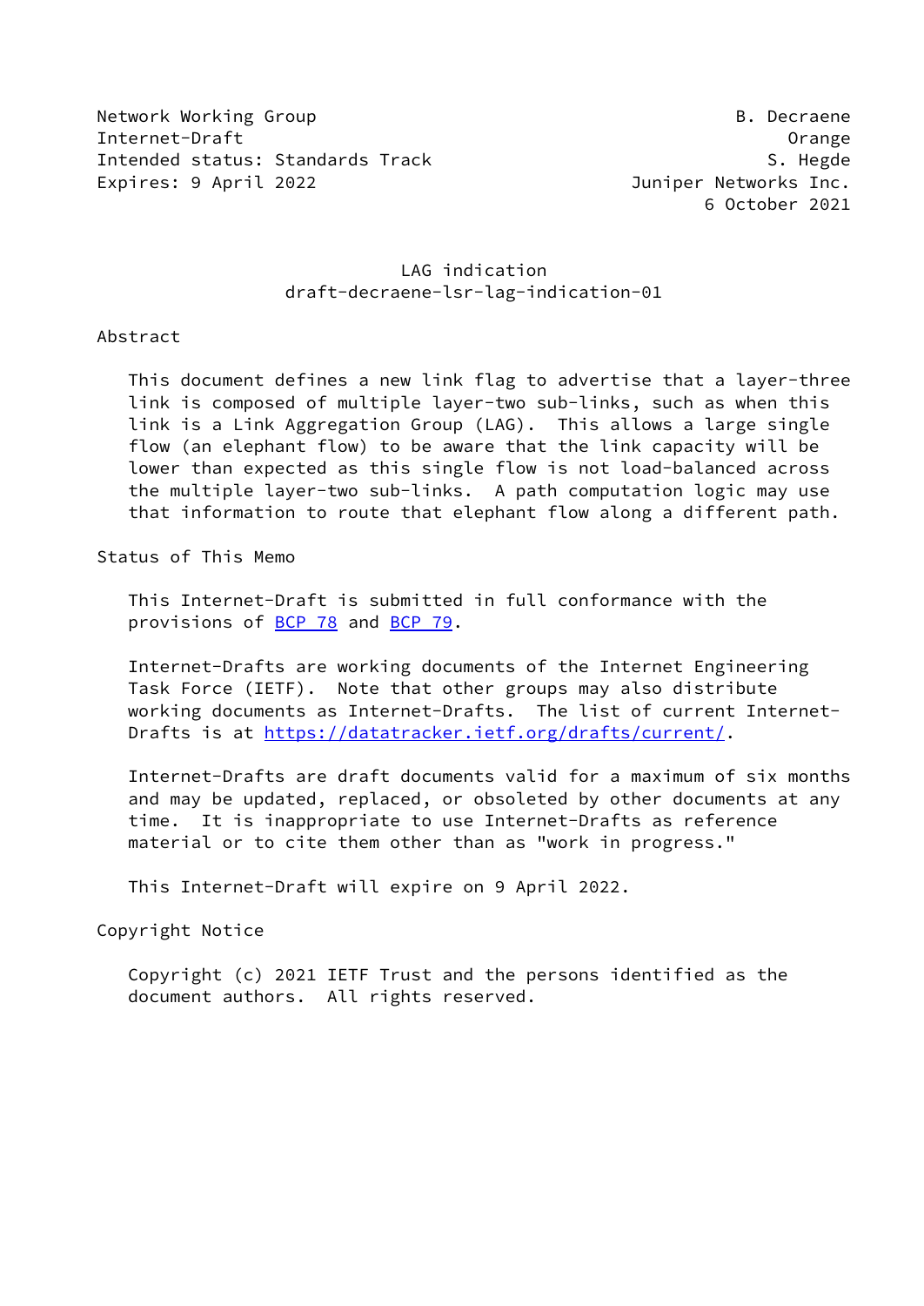Network Working Group B. Decraene
Internet-Draft Orange
Intended status: Standards Track S. Hegde
Expires: 9 April 2022 Juniper Networks Inc.
6 October 2021

# LAG indication
draft-decraene-lsr-lag-indication-01

## Abstract

This document defines a new link flag to advertise that a layer-three link is composed of multiple layer-two sub-links, such as when this link is a Link Aggregation Group (LAG). This allows a large single flow (an elephant flow) to be aware that the link capacity will be lower than expected as this single flow is not load-balanced across the multiple layer-two sub-links. A path computation logic may use that information to route that elephant flow along a different path.

## Status of This Memo

This Internet-Draft is submitted in full conformance with the provisions of BCP 78 and BCP 79.

Internet-Drafts are working documents of the Internet Engineering Task Force (IETF). Note that other groups may also distribute working documents as Internet-Drafts. The list of current Internet-Drafts is at https://datatracker.ietf.org/drafts/current/.

Internet-Drafts are draft documents valid for a maximum of six months and may be updated, replaced, or obsoleted by other documents at any time. It is inappropriate to use Internet-Drafts as reference material or to cite them other than as "work in progress."

This Internet-Draft will expire on 9 April 2022.

## Copyright Notice

Copyright (c) 2021 IETF Trust and the persons identified as the document authors. All rights reserved.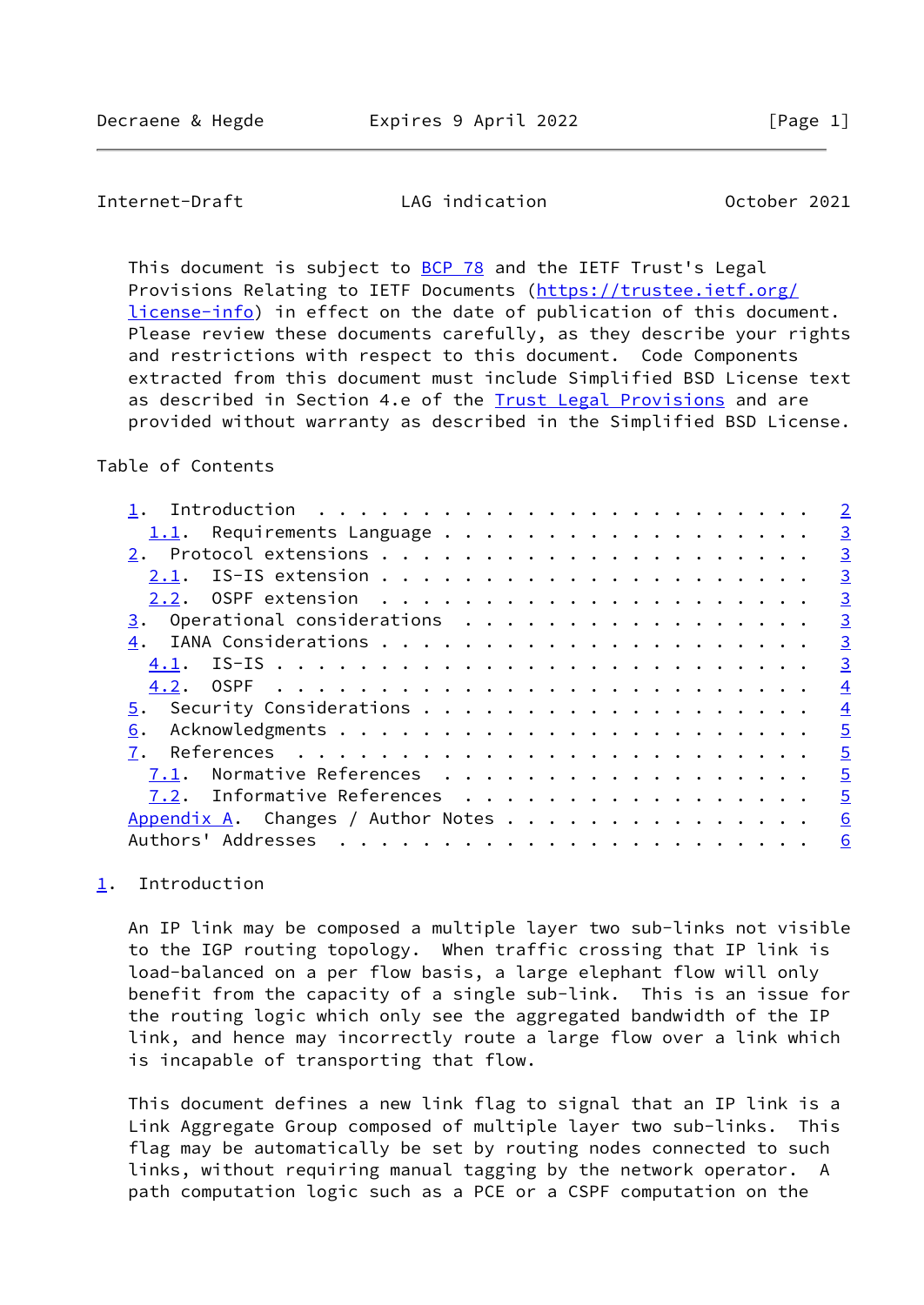This document is subject to BCP 78 and the IETF Trust's Legal Provisions Relating to IETF Documents (https://trustee.ietf.org/license-info) in effect on the date of publication of this document. Please review these documents carefully, as they describe your rights and restrictions with respect to this document. Code Components extracted from this document must include Simplified BSD License text as described in Section 4.e of the Trust Legal Provisions and are provided without warranty as described in the Simplified BSD License.

Table of Contents

- 1. Introduction . . . . . . . . . . . . . . . . . . . . . . . . 2
  - 1.1. Requirements Language . . . . . . . . . . . . . . . . . . 3
- 2. Protocol extensions . . . . . . . . . . . . . . . . . . . . . 3
  - 2.1. IS-IS extension . . . . . . . . . . . . . . . . . . . . . 3
  - 2.2. OSPF extension . . . . . . . . . . . . . . . . . . . . . 3
- 3. Operational considerations . . . . . . . . . . . . . . . . . 3
- 4. IANA Considerations . . . . . . . . . . . . . . . . . . . . . 3
  - 4.1. IS-IS . . . . . . . . . . . . . . . . . . . . . . . . . . 3
  - 4.2. OSPF . . . . . . . . . . . . . . . . . . . . . . . . . . 4
- 5. Security Considerations . . . . . . . . . . . . . . . . . . . 4
- 6. Acknowledgments . . . . . . . . . . . . . . . . . . . . . . . 5
- 7. References . . . . . . . . . . . . . . . . . . . . . . . . . 5
  - 7.1. Normative References . . . . . . . . . . . . . . . . . . 5
  - 7.2. Informative References . . . . . . . . . . . . . . . . . 5
- Appendix A. Changes / Author Notes . . . . . . . . . . . . . . . 6
- Authors' Addresses . . . . . . . . . . . . . . . . . . . . . . . 6

# 1. Introduction

An IP link may be composed a multiple layer two sub-links not visible to the IGP routing topology. When traffic crossing that IP link is load-balanced on a per flow basis, a large elephant flow will only benefit from the capacity of a single sub-link. This is an issue for the routing logic which only see the aggregated bandwidth of the IP link, and hence may incorrectly route a large flow over a link which is incapable of transporting that flow.

This document defines a new link flag to signal that an IP link is a Link Aggregate Group composed of multiple layer two sub-links. This flag may be automatically be set by routing nodes connected to such links, without requiring manual tagging by the network operator. A path computation logic such as a PCE or a CSPF computation on the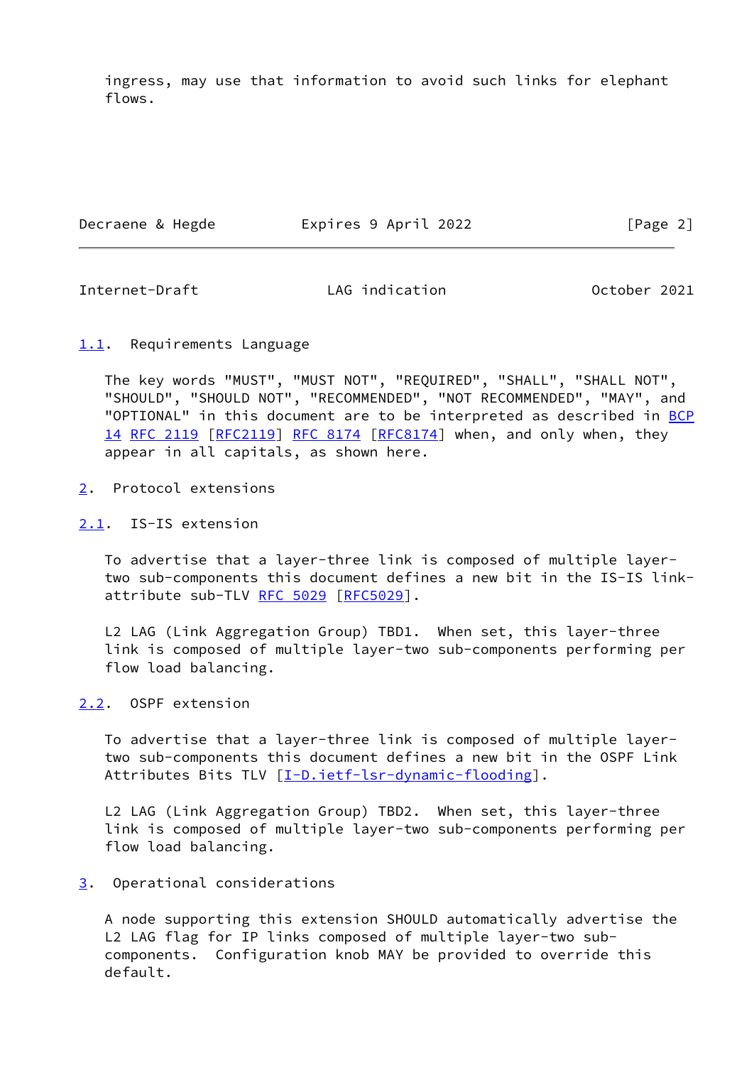ingress, may use that information to avoid such links for elephant flows.

### 1.1. Requirements Language

The key words "MUST", "MUST NOT", "REQUIRED", "SHALL", "SHALL NOT", "SHOULD", "SHOULD NOT", "RECOMMENDED", "NOT RECOMMENDED", "MAY", and "OPTIONAL" in this document are to be interpreted as described in BCP 14 RFC 2119 [RFC2119] RFC 8174 [RFC8174] when, and only when, they appear in all capitals, as shown here.

## 2. Protocol extensions

### 2.1. IS-IS extension

To advertise that a layer-three link is composed of multiple layer-two sub-components this document defines a new bit in the IS-IS link-attribute sub-TLV RFC 5029 [RFC5029].

L2 LAG (Link Aggregation Group) TBD1. When set, this layer-three link is composed of multiple layer-two sub-components performing per flow load balancing.

### 2.2. OSPF extension

To advertise that a layer-three link is composed of multiple layer-two sub-components this document defines a new bit in the OSPF Link Attributes Bits TLV [I-D.ietf-lsr-dynamic-flooding].

L2 LAG (Link Aggregation Group) TBD2. When set, this layer-three link is composed of multiple layer-two sub-components performing per flow load balancing.

## 3. Operational considerations

A node supporting this extension SHOULD automatically advertise the L2 LAG flag for IP links composed of multiple layer-two sub-components. Configuration knob MAY be provided to override this default.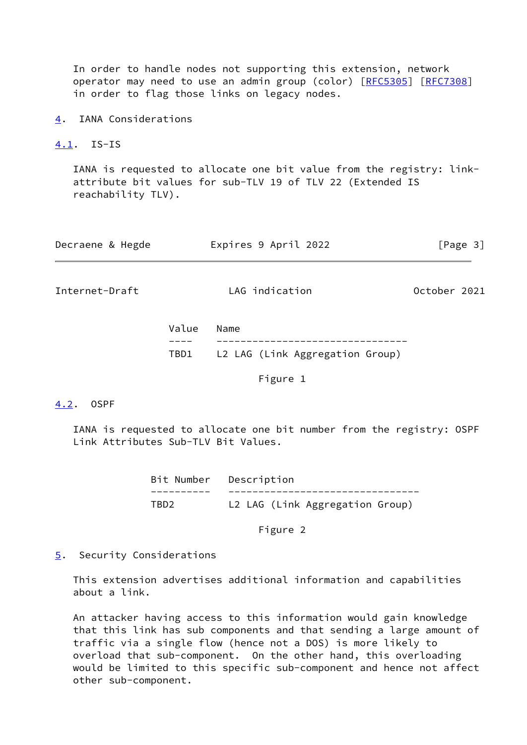In order to handle nodes not supporting this extension, network operator may need to use an admin group (color) [RFC5305] [RFC7308] in order to flag those links on legacy nodes.

## 4. IANA Considerations

### 4.1. IS-IS

IANA is requested to allocate one bit value from the registry: link-attribute bit values for sub-TLV 19 of TLV 22 (Extended IS reachability TLV).

| Value | Name |
| --- | --- |
| TBD1 | L2 LAG (Link Aggregation Group) |

Figure 1

### 4.2. OSPF

IANA is requested to allocate one bit number from the registry: OSPF Link Attributes Sub-TLV Bit Values.

| Bit Number | Description |
| --- | --- |
| TBD2 | L2 LAG (Link Aggregation Group) |

Figure 2

## 5. Security Considerations

This extension advertises additional information and capabilities about a link.

An attacker having access to this information would gain knowledge that this link has sub components and that sending a large amount of traffic via a single flow (hence not a DOS) is more likely to overload that sub-component. On the other hand, this overloading would be limited to this specific sub-component and hence not affect other sub-component.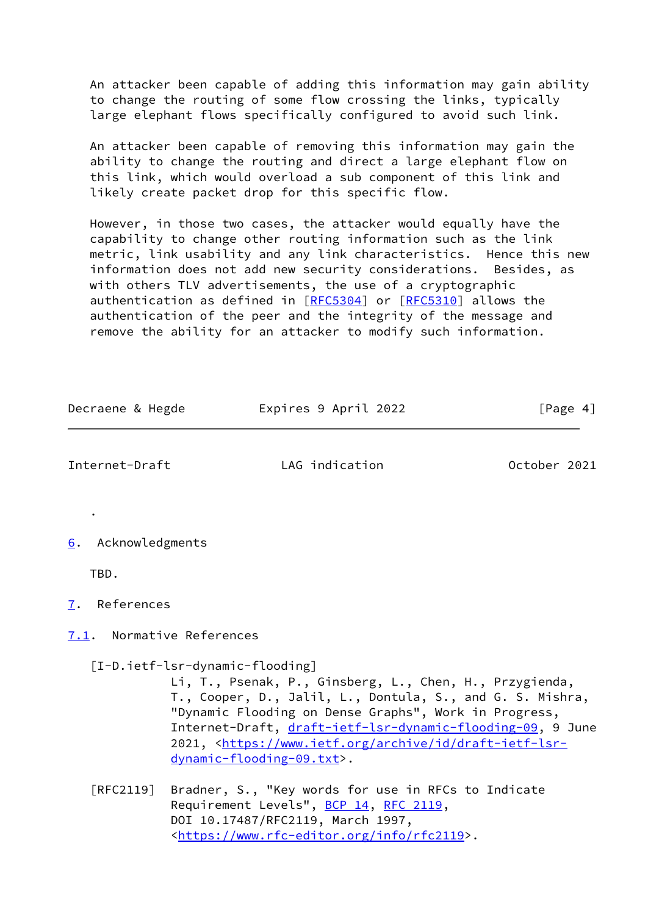An attacker been capable of adding this information may gain ability to change the routing of some flow crossing the links, typically large elephant flows specifically configured to avoid such link.

An attacker been capable of removing this information may gain the ability to change the routing and direct a large elephant flow on this link, which would overload a sub component of this link and likely create packet drop for this specific flow.

However, in those two cases, the attacker would equally have the capability to change other routing information such as the link metric, link usability and any link characteristics. Hence this new information does not add new security considerations. Besides, as with others TLV advertisements, the use of a cryptographic authentication as defined in [RFC5304] or [RFC5310] allows the authentication of the peer and the integrity of the message and remove the ability for an attacker to modify such information.

.

## 6. Acknowledgments

TBD.

## 7. References

### 7.1. Normative References

[I-D.ietf-lsr-dynamic-flooding]
Li, T., Psenak, P., Ginsberg, L., Chen, H., Przygienda, T., Cooper, D., Jalil, L., Dontula, S., and G. S. Mishra, "Dynamic Flooding on Dense Graphs", Work in Progress, Internet-Draft, draft-ietf-lsr-dynamic-flooding-09, 9 June 2021, <https://www.ietf.org/archive/id/draft-ietf-lsr-dynamic-flooding-09.txt>.

[RFC2119] Bradner, S., "Key words for use in RFCs to Indicate Requirement Levels", BCP 14, RFC 2119, DOI 10.17487/RFC2119, March 1997, <https://www.rfc-editor.org/info/rfc2119>.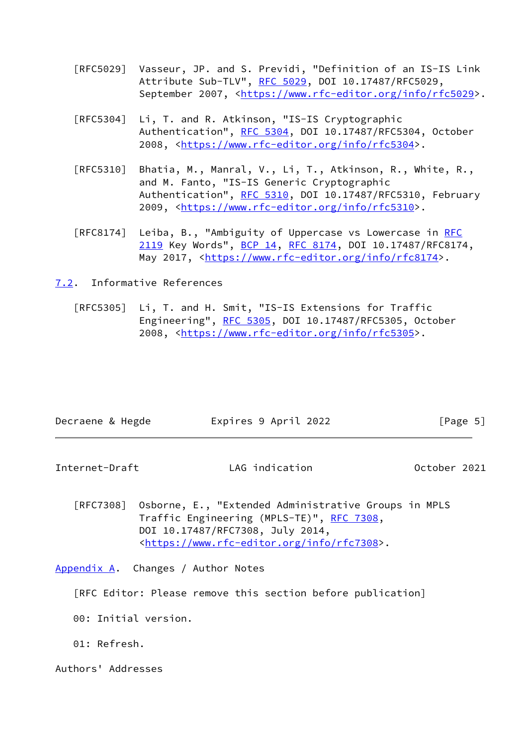[RFC5029] Vasseur, JP. and S. Previdi, "Definition of an IS-IS Link Attribute Sub-TLV", RFC 5029, DOI 10.17487/RFC5029, September 2007, <https://www.rfc-editor.org/info/rfc5029>.

[RFC5304] Li, T. and R. Atkinson, "IS-IS Cryptographic Authentication", RFC 5304, DOI 10.17487/RFC5304, October 2008, <https://www.rfc-editor.org/info/rfc5304>.

[RFC5310] Bhatia, M., Manral, V., Li, T., Atkinson, R., White, R., and M. Fanto, "IS-IS Generic Cryptographic Authentication", RFC 5310, DOI 10.17487/RFC5310, February 2009, <https://www.rfc-editor.org/info/rfc5310>.

[RFC8174] Leiba, B., "Ambiguity of Uppercase vs Lowercase in RFC 2119 Key Words", BCP 14, RFC 8174, DOI 10.17487/RFC8174, May 2017, <https://www.rfc-editor.org/info/rfc8174>.

## 7.2. Informative References

[RFC5305] Li, T. and H. Smit, "IS-IS Extensions for Traffic Engineering", RFC 5305, DOI 10.17487/RFC5305, October 2008, <https://www.rfc-editor.org/info/rfc5305>.

[RFC7308] Osborne, E., "Extended Administrative Groups in MPLS Traffic Engineering (MPLS-TE)", RFC 7308, DOI 10.17487/RFC7308, July 2014, <https://www.rfc-editor.org/info/rfc7308>.

# Appendix A. Changes / Author Notes

[RFC Editor: Please remove this section before publication]

00: Initial version.

01: Refresh.

# Authors' Addresses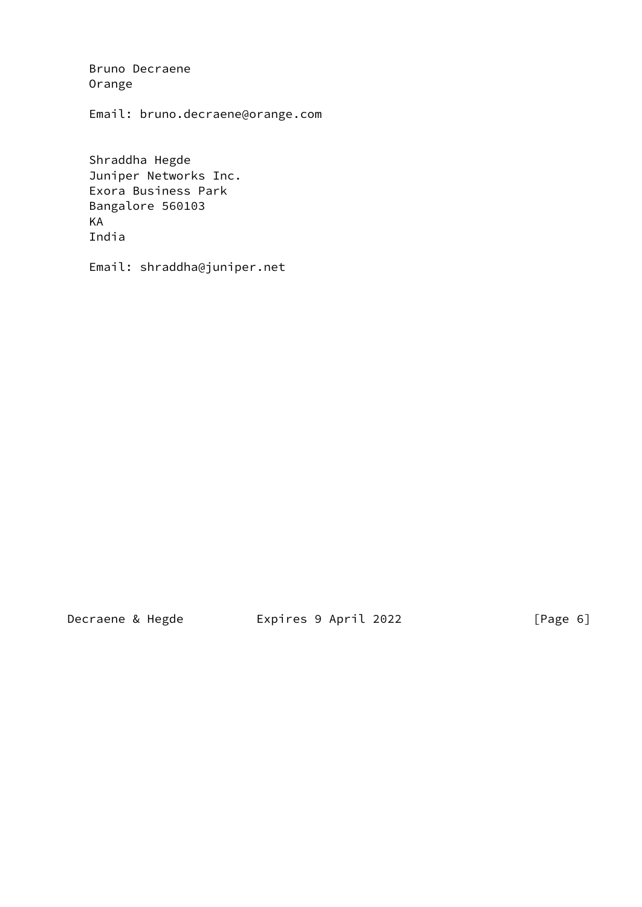Bruno Decraene
Orange

Email: bruno.decraene@orange.com

Shraddha Hegde
Juniper Networks Inc.
Exora Business Park
Bangalore 560103
KA
India

Email: shraddha@juniper.net